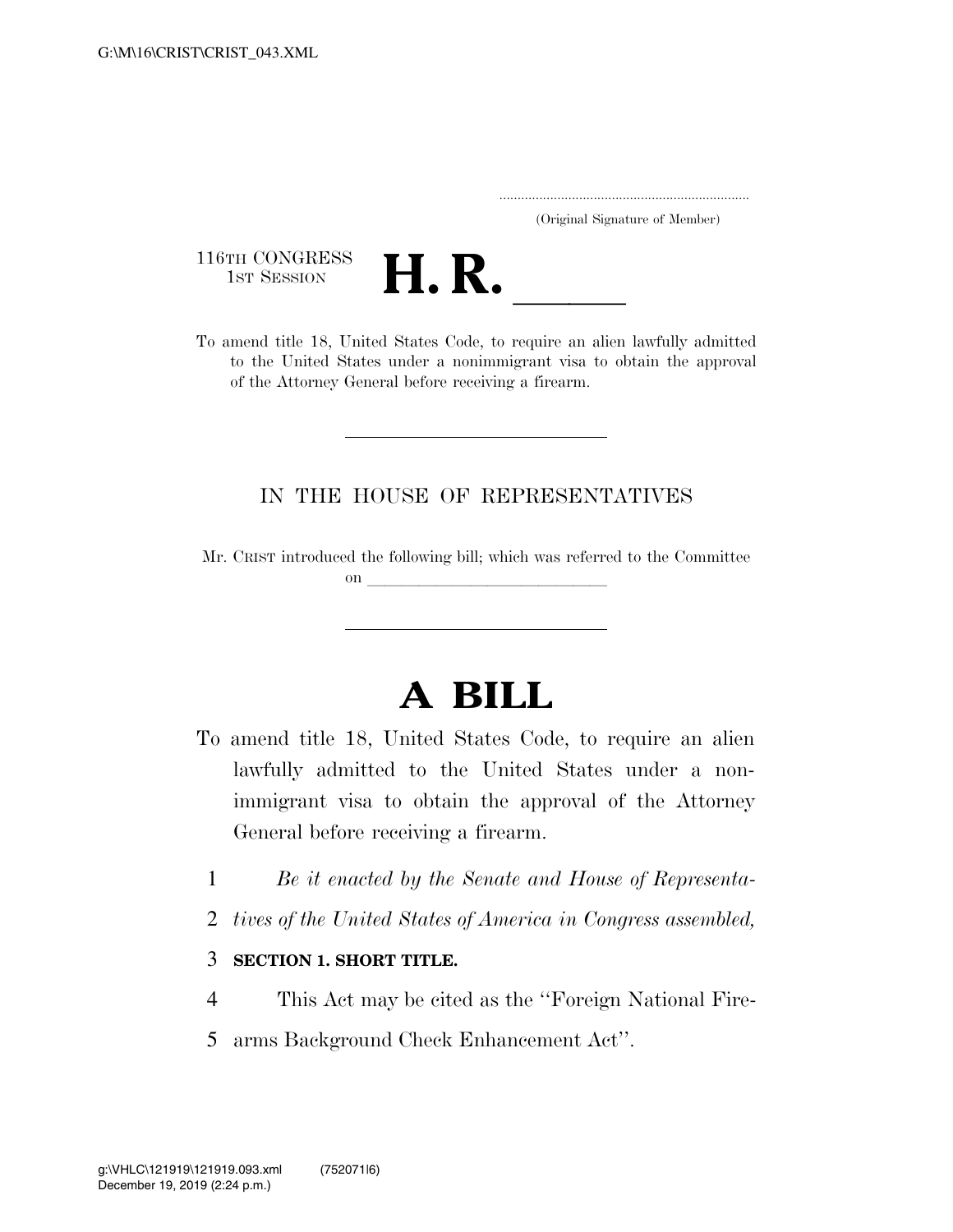.....................................................................
(Original Signature of Member)

116TH CONGRESS
1ST SESSION

# H. R. \_\_\_\_\_\_

To amend title 18, United States Code, to require an alien lawfully admitted to the United States under a nonimmigrant visa to obtain the approval of the Attorney General before receiving a firearm.

---

IN THE HOUSE OF REPRESENTATIVES

Mr. CRIST introduced the following bill; which was referred to the Committee on \_\_\_\_\_\_\_\_\_\_\_\_\_\_\_\_\_\_\_\_\_\_\_\_\_\_\_\_

---

# A BILL

To amend title 18, United States Code, to require an alien lawfully admitted to the United States under a nonimmigrant visa to obtain the approval of the Attorney General before receiving a firearm.

1 *Be it enacted by the Senate and House of Representa-*
2 *tives of the United States of America in Congress assembled,*

3 **SECTION 1. SHORT TITLE.**

4 This Act may be cited as the ''Foreign National Fire-
5 arms Background Check Enhancement Act''.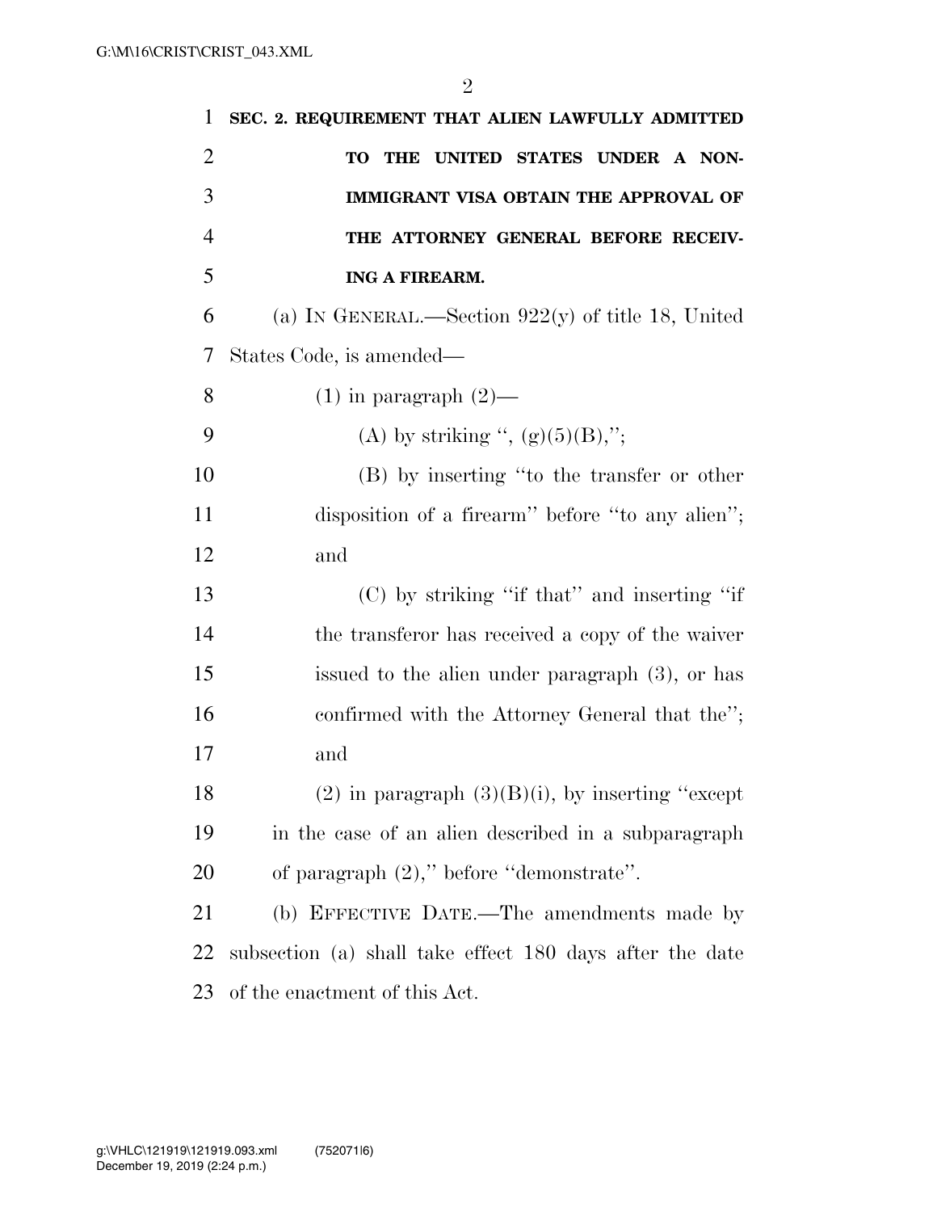**SEC. 2. REQUIREMENT THAT ALIEN LAWFULLY ADMITTED TO THE UNITED STATES UNDER A NON-IMMIGRANT VISA OBTAIN THE APPROVAL OF THE ATTORNEY GENERAL BEFORE RECEIVING A FIREARM.**

(a) IN GENERAL.—Section 922(y) of title 18, United States Code, is amended—

(1) in paragraph (2)—

(A) by striking ", (g)(5)(B),";

(B) by inserting "to the transfer or other disposition of a firearm" before "to any alien"; and

(C) by striking "if that" and inserting "if the transferor has received a copy of the waiver issued to the alien under paragraph (3), or has confirmed with the Attorney General that the"; and

(2) in paragraph (3)(B)(i), by inserting "except in the case of an alien described in a subparagraph of paragraph (2)," before "demonstrate".

(b) EFFECTIVE DATE.—The amendments made by subsection (a) shall take effect 180 days after the date of the enactment of this Act.